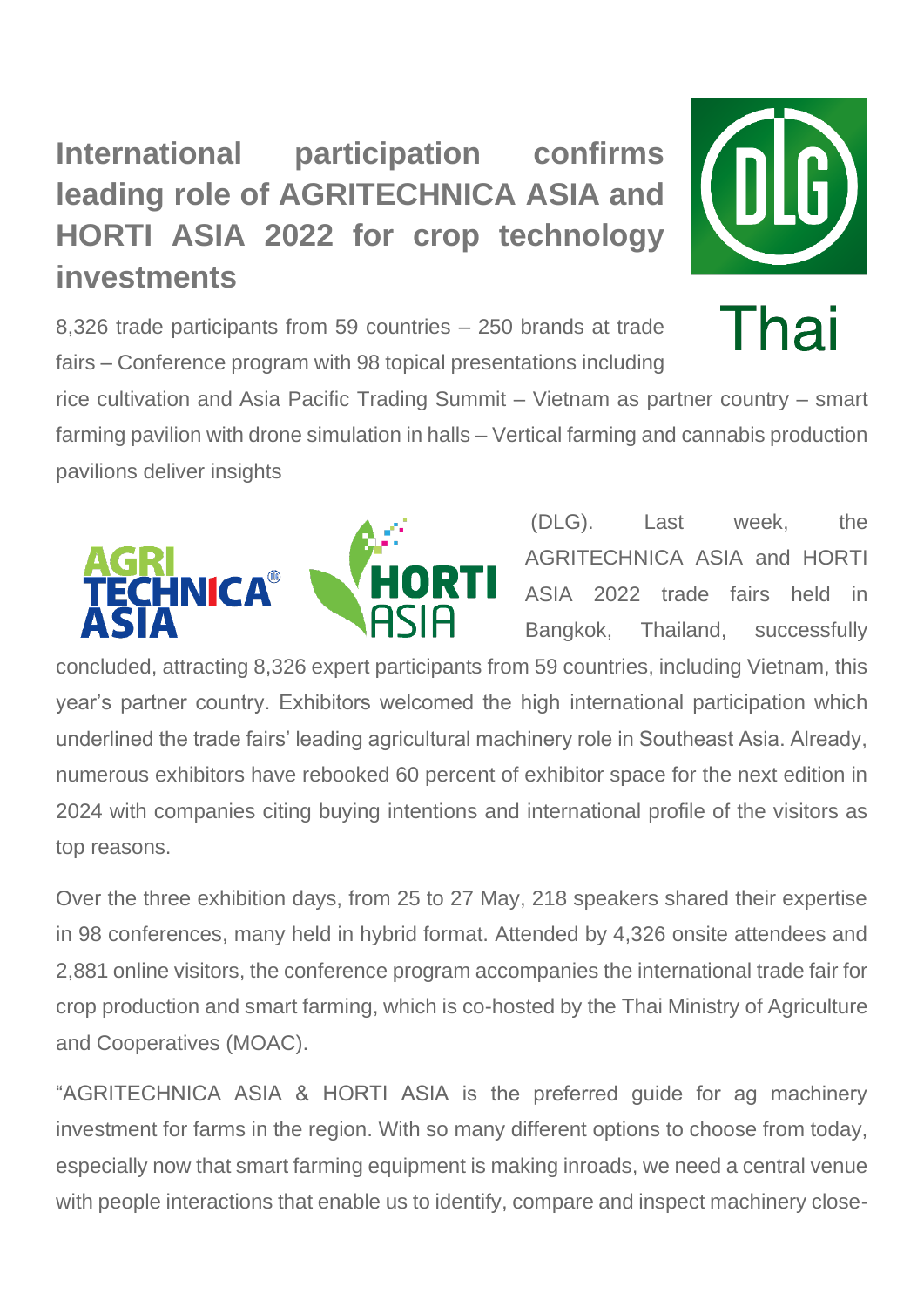# International participation confirms leading role of AGRITECHNICA ASIA and HORTI ASIA 2022 for crop technology investments

8,326 trade participants from 59 countries – 250 brands at trade fairs – Conference program with 98 topical presentations including rice cultivation and Asia Pacific Trading Summit – Vietnam as partner country – smart farming pavilion with drone simulation in halls – Vertical farming and cannabis production pavilions deliver insights

(DLG). Last week, the AGRITECHNICA ASIA and HORTI ASIA 2022 trade fairs held in Bangkok, Thailand, successfully concluded, attracting 8,326 expert participants from 59 countries, including Vietnam, this year's partner country. Exhibitors welcomed the high international participation which underlined the trade fairs' leading agricultural machinery role in Southeast Asia. Already, numerous exhibitors have rebooked 60 percent of exhibitor space for the next edition in 2024 with companies citing buying intentions and international profile of the visitors as top reasons.

Over the three exhibition days, from 25 to 27 May, 218 speakers shared their expertise in 98 conferences, many held in hybrid format. Attended by 4,326 onsite attendees and 2,881 online visitors, the conference program accompanies the international trade fair for crop production and smart farming, which is co-hosted by the Thai Ministry of Agriculture and Cooperatives (MOAC).

"AGRITECHNICA ASIA & HORTI ASIA is the preferred guide for ag machinery investment for farms in the region. With so many different options to choose from today, especially now that smart farming equipment is making inroads, we need a central venue with people interactions that enable us to identify, compare and inspect machinery close-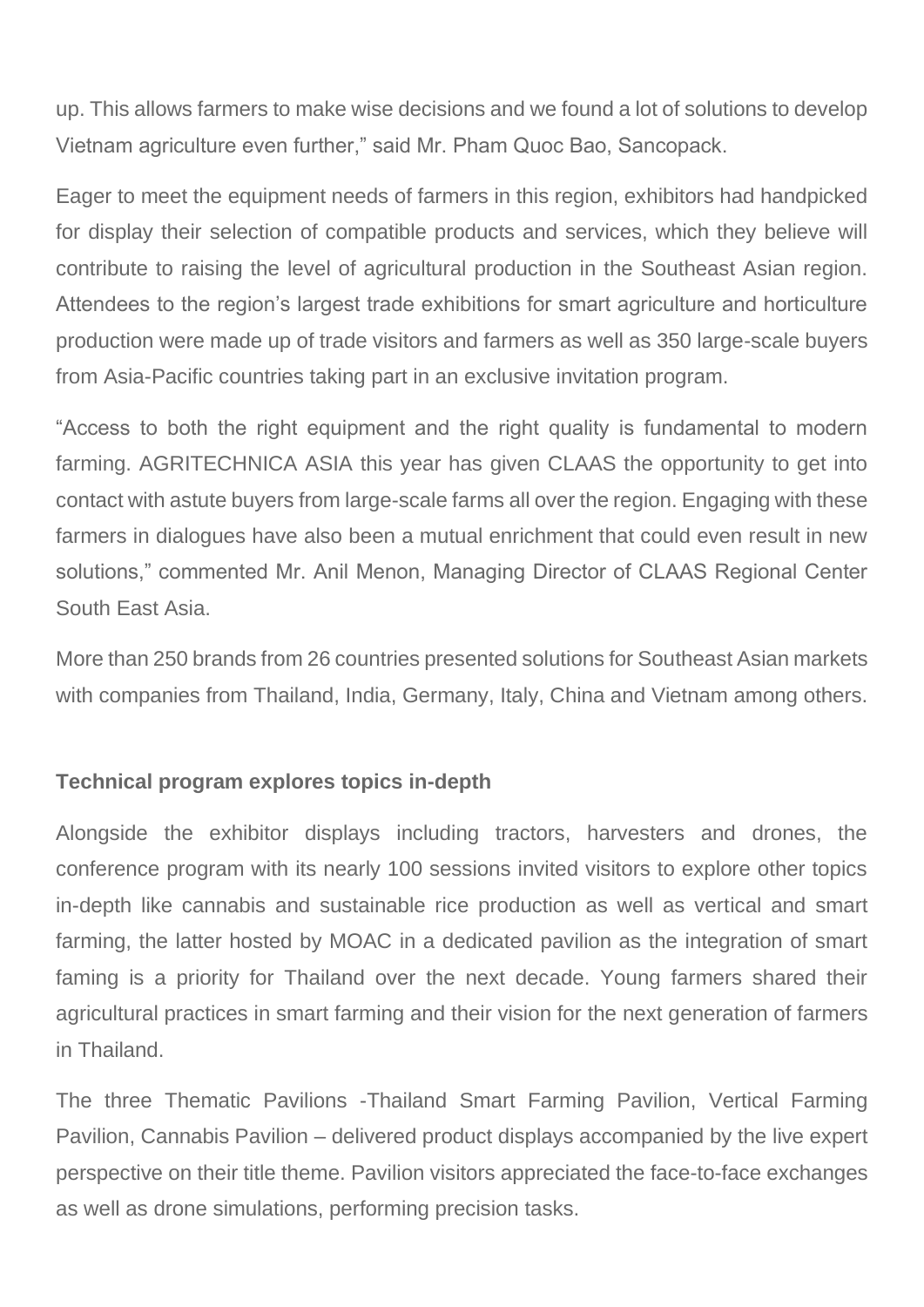up. This allows farmers to make wise decisions and we found a lot of solutions to develop Vietnam agriculture even further," said Mr. Pham Quoc Bao, Sancopack.

Eager to meet the equipment needs of farmers in this region, exhibitors had handpicked for display their selection of compatible products and services, which they believe will contribute to raising the level of agricultural production in the Southeast Asian region. Attendees to the region's largest trade exhibitions for smart agriculture and horticulture production were made up of trade visitors and farmers as well as 350 large-scale buyers from Asia-Pacific countries taking part in an exclusive invitation program.

"Access to both the right equipment and the right quality is fundamental to modern farming. AGRITECHNICA ASIA this year has given CLAAS the opportunity to get into contact with astute buyers from large-scale farms all over the region. Engaging with these farmers in dialogues have also been a mutual enrichment that could even result in new solutions," commented Mr. Anil Menon, Managing Director of CLAAS Regional Center South East Asia.

More than 250 brands from 26 countries presented solutions for Southeast Asian markets with companies from Thailand, India, Germany, Italy, China and Vietnam among others.

**Technical program explores topics in-depth**

Alongside the exhibitor displays including tractors, harvesters and drones, the conference program with its nearly 100 sessions invited visitors to explore other topics in-depth like cannabis and sustainable rice production as well as vertical and smart farming, the latter hosted by MOAC in a dedicated pavilion as the integration of smart faming is a priority for Thailand over the next decade. Young farmers shared their agricultural practices in smart farming and their vision for the next generation of farmers in Thailand.

The three Thematic Pavilions -Thailand Smart Farming Pavilion, Vertical Farming Pavilion, Cannabis Pavilion – delivered product displays accompanied by the live expert perspective on their title theme. Pavilion visitors appreciated the face-to-face exchanges as well as drone simulations, performing precision tasks.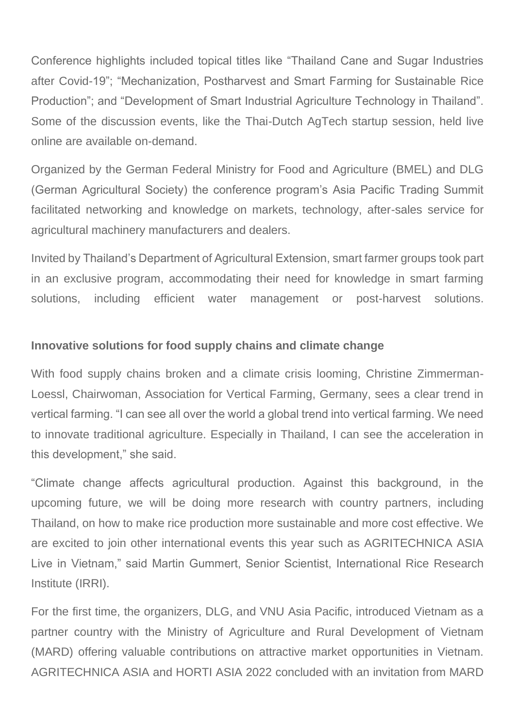Conference highlights included topical titles like "Thailand Cane and Sugar Industries after Covid-19"; "Mechanization, Postharvest and Smart Farming for Sustainable Rice Production"; and "Development of Smart Industrial Agriculture Technology in Thailand". Some of the discussion events, like the Thai-Dutch AgTech startup session, held live online are available on-demand.

Organized by the German Federal Ministry for Food and Agriculture (BMEL) and DLG (German Agricultural Society) the conference program's Asia Pacific Trading Summit facilitated networking and knowledge on markets, technology, after-sales service for agricultural machinery manufacturers and dealers.

Invited by Thailand's Department of Agricultural Extension, smart farmer groups took part in an exclusive program, accommodating their need for knowledge in smart farming solutions, including efficient water management or post-harvest solutions.

**Innovative solutions for food supply chains and climate change**

With food supply chains broken and a climate crisis looming, Christine Zimmerman-Loessl, Chairwoman, Association for Vertical Farming, Germany, sees a clear trend in vertical farming. "I can see all over the world a global trend into vertical farming. We need to innovate traditional agriculture. Especially in Thailand, I can see the acceleration in this development," she said.

"Climate change affects agricultural production. Against this background, in the upcoming future, we will be doing more research with country partners, including Thailand, on how to make rice production more sustainable and more cost effective. We are excited to join other international events this year such as AGRITECHNICA ASIA Live in Vietnam," said Martin Gummert, Senior Scientist, International Rice Research Institute (IRRI).

For the first time, the organizers, DLG, and VNU Asia Pacific, introduced Vietnam as a partner country with the Ministry of Agriculture and Rural Development of Vietnam (MARD) offering valuable contributions on attractive market opportunities in Vietnam. AGRITECHNICA ASIA and HORTI ASIA 2022 concluded with an invitation from MARD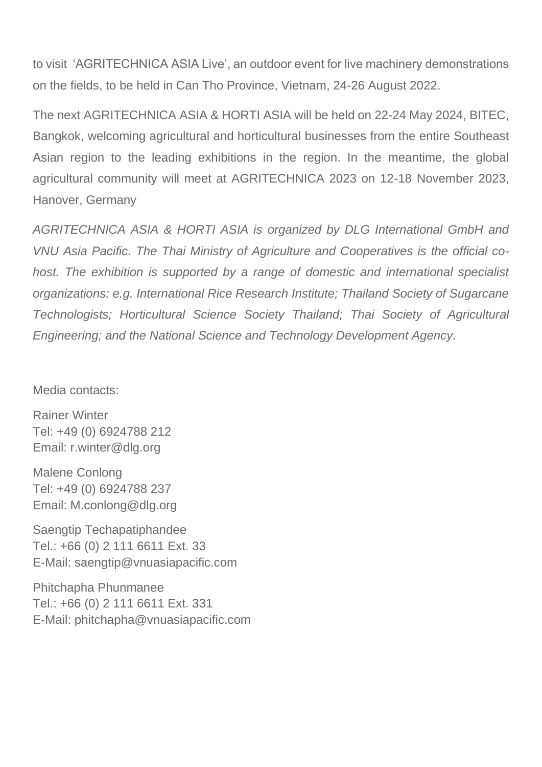to visit 'AGRITECHNICA ASIA Live', an outdoor event for live machinery demonstrations on the fields, to be held in Can Tho Province, Vietnam, 24-26 August 2022.

The next AGRITECHNICA ASIA & HORTI ASIA will be held on 22-24 May 2024, BITEC, Bangkok, welcoming agricultural and horticultural businesses from the entire Southeast Asian region to the leading exhibitions in the region. In the meantime, the global agricultural community will meet at AGRITECHNICA 2023 on 12-18 November 2023, Hanover, Germany

*AGRITECHNICA ASIA & HORTI ASIA is organized by DLG International GmbH and VNU Asia Pacific. The Thai Ministry of Agriculture and Cooperatives is the official co-host. The exhibition is supported by a range of domestic and international specialist organizations: e.g. International Rice Research Institute; Thailand Society of Sugarcane Technologists; Horticultural Science Society Thailand; Thai Society of Agricultural Engineering; and the National Science and Technology Development Agency.*

Media contacts:

Rainer Winter
Tel: +49 (0) 6924788 212
Email: r.winter@dlg.org

Malene Conlong
Tel: +49 (0) 6924788 237
Email: M.conlong@dlg.org

Saengtip Techapatiphandee
Tel.: +66 (0) 2 111 6611 Ext. 33
E-Mail: saengtip@vnuasiapacific.com

Phitchapha Phunmanee
Tel.: +66 (0) 2 111 6611 Ext. 331
E-Mail: phitchapha@vnuasiapacific.com